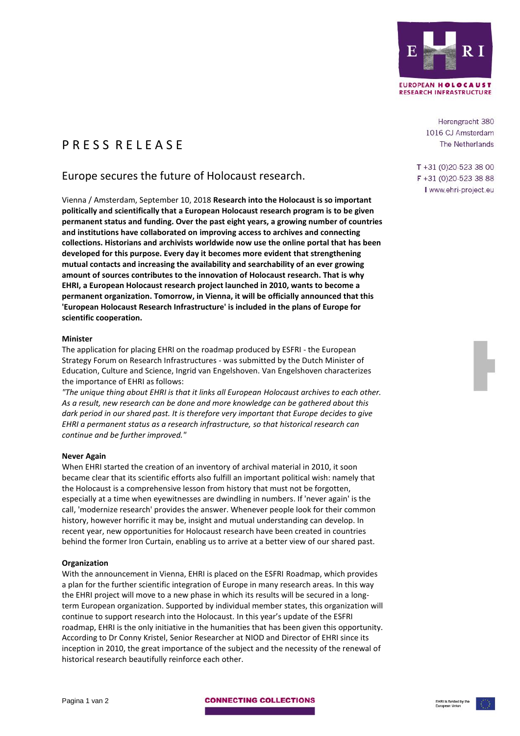Herengracht 380
1016 CJ Amsterdam
The Netherlands

T +31 (0)20-523 38 00
F +31 (0)20-523 38 88
I www.ehri-project.eu

# PRESS RELEASE

## Europe secures the future of Holocaust research.

Vienna / Amsterdam, September 10, 2018 **Research into the Holocaust is so important politically and scientifically that a European Holocaust research program is to be given permanent status and funding. Over the past eight years, a growing number of countries and institutions have collaborated on improving access to archives and connecting collections. Historians and archivists worldwide now use the online portal that has been developed for this purpose. Every day it becomes more evident that strengthening mutual contacts and increasing the availability and searchability of an ever growing amount of sources contributes to the innovation of Holocaust research. That is why EHRI, a European Holocaust research project launched in 2010, wants to become a permanent organization. Tomorrow, in Vienna, it will be officially announced that this 'European Holocaust Research Infrastructure' is included in the plans of Europe for scientific cooperation.**

**Minister**

The application for placing EHRI on the roadmap produced by ESFRI - the European Strategy Forum on Research Infrastructures - was submitted by the Dutch Minister of Education, Culture and Science, Ingrid van Engelshoven. Van Engelshoven characterizes the importance of EHRI as follows:

*"The unique thing about EHRI is that it links all European Holocaust archives to each other. As a result, new research can be done and more knowledge can be gathered about this dark period in our shared past. It is therefore very important that Europe decides to give EHRI a permanent status as a research infrastructure, so that historical research can continue and be further improved."*

**Never Again**

When EHRI started the creation of an inventory of archival material in 2010, it soon became clear that its scientific efforts also fulfill an important political wish: namely that the Holocaust is a comprehensive lesson from history that must not be forgotten, especially at a time when eyewitnesses are dwindling in numbers. If 'never again' is the call, 'modernize research' provides the answer. Whenever people look for their common history, however horrific it may be, insight and mutual understanding can develop. In recent year, new opportunities for Holocaust research have been created in countries behind the former Iron Curtain, enabling us to arrive at a better view of our shared past.

**Organization**

With the announcement in Vienna, EHRI is placed on the ESFRI Roadmap, which provides a plan for the further scientific integration of Europe in many research areas. In this way the EHRI project will move to a new phase in which its results will be secured in a long-term European organization. Supported by individual member states, this organization will continue to support research into the Holocaust. In this year's update of the ESFRI roadmap, EHRI is the only initiative in the humanities that has been given this opportunity. According to Dr Conny Kristel, Senior Researcher at NIOD and Director of EHRI since its inception in 2010, the great importance of the subject and the necessity of the renewal of historical research beautifully reinforce each other.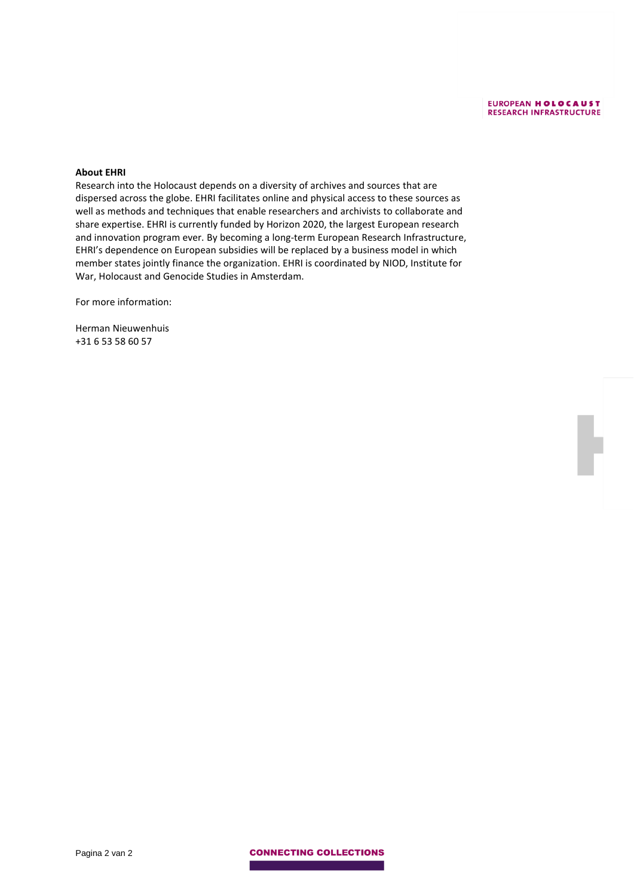**About EHRI**

Research into the Holocaust depends on a diversity of archives and sources that are dispersed across the globe. EHRI facilitates online and physical access to these sources as well as methods and techniques that enable researchers and archivists to collaborate and share expertise. EHRI is currently funded by Horizon 2020, the largest European research and innovation program ever. By becoming a long-term European Research Infrastructure, EHRI's dependence on European subsidies will be replaced by a business model in which member states jointly finance the organization. EHRI is coordinated by NIOD, Institute for War, Holocaust and Genocide Studies in Amsterdam.

For more information:

Herman Nieuwenhuis
+31 6 53 58 60 57